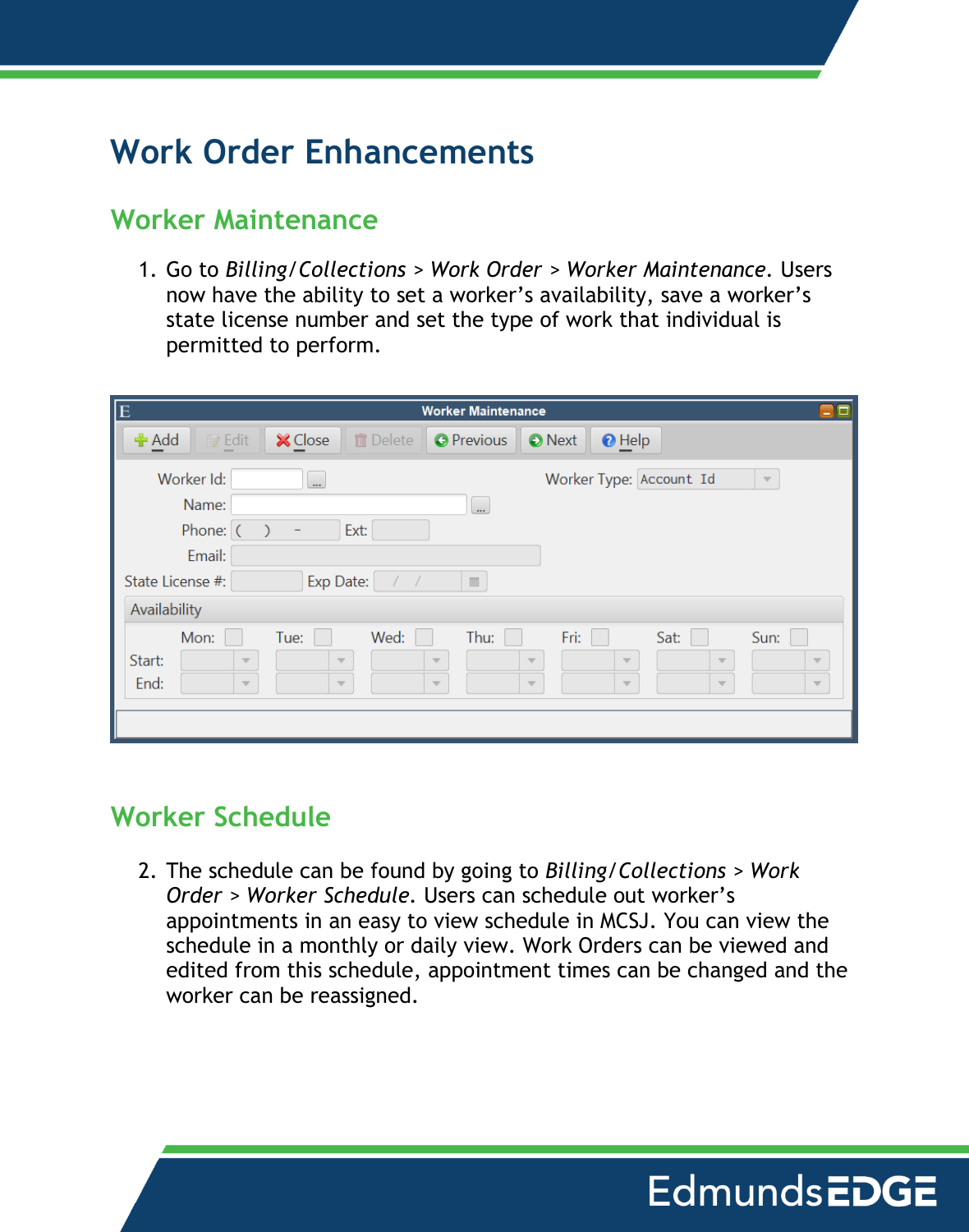# Work Order Enhancements

## Worker Maintenance

1. Go to *Billing/Collections > Work Order > Worker Maintenance*. Users now have the ability to set a worker's availability, save a worker's state license number and set the type of work that individual is permitted to perform.

## Worker Schedule

2. The schedule can be found by going to *Billing/Collections > Work Order > Worker Schedule*. Users can schedule out worker's appointments in an easy to view schedule in MCSJ. You can view the schedule in a monthly or daily view. Work Orders can be viewed and edited from this schedule, appointment times can be changed and the worker can be reassigned.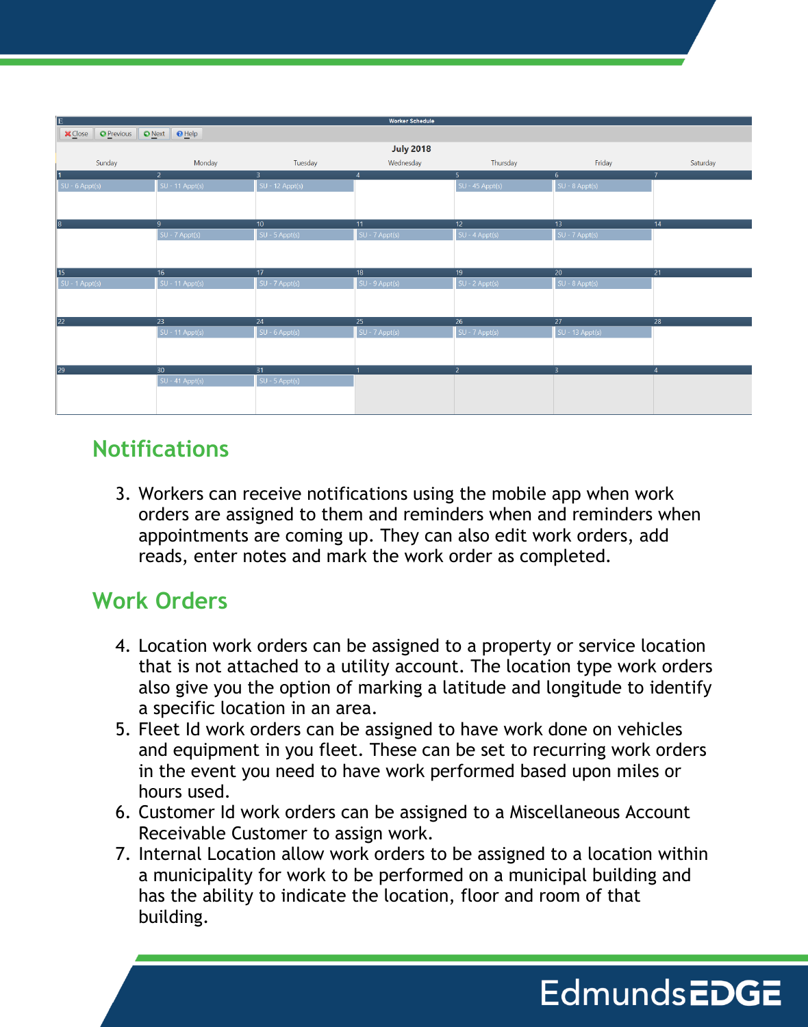**Worker Schedule**

Close | Previous | Next | Help

**July 2018**

| Sunday | Monday | Tuesday | Wednesday | Thursday | Friday | Saturday |
|---|---|---|---|---|---|---|
| 1<br>SU - 6 Appt(s) | 2<br>SU - 11 Appt(s) | 3<br>SU - 12 Appt(s) | 4 | 5<br>SU - 45 Appt(s) | 6<br>SU - 8 Appt(s) | 7 |
| 8 | 9<br>SU - 7 Appt(s) | 10<br>SU - 5 Appt(s) | 11<br>SU - 7 Appt(s) | 12<br>SU - 4 Appt(s) | 13<br>SU - 7 Appt(s) | 14 |
| 15<br>SU - 1 Appt(s) | 16<br>SU - 11 Appt(s) | 17<br>SU - 7 Appt(s) | 18<br>SU - 9 Appt(s) | 19<br>SU - 2 Appt(s) | 20<br>SU - 8 Appt(s) | 21 |
| 22 | 23<br>SU - 11 Appt(s) | 24<br>SU - 6 Appt(s) | 25<br>SU - 7 Appt(s) | 26<br>SU - 7 Appt(s) | 27<br>SU - 13 Appt(s) | 28 |
| 29 | 30<br>SU - 41 Appt(s) | 31<br>SU - 5 Appt(s) | 1 | 2 | 3 | 4 |

## Notifications

3. Workers can receive notifications using the mobile app when work orders are assigned to them and reminders when and reminders when appointments are coming up. They can also edit work orders, add reads, enter notes and mark the work order as completed.

## Work Orders

4. Location work orders can be assigned to a property or service location that is not attached to a utility account. The location type work orders also give you the option of marking a latitude and longitude to identify a specific location in an area.
5. Fleet Id work orders can be assigned to have work done on vehicles and equipment in you fleet. These can be set to recurring work orders in the event you need to have work performed based upon miles or hours used.
6. Customer Id work orders can be assigned to a Miscellaneous Account Receivable Customer to assign work.
7. Internal Location allow work orders to be assigned to a location within a municipality for work to be performed on a municipal building and has the ability to indicate the location, floor and room of that building.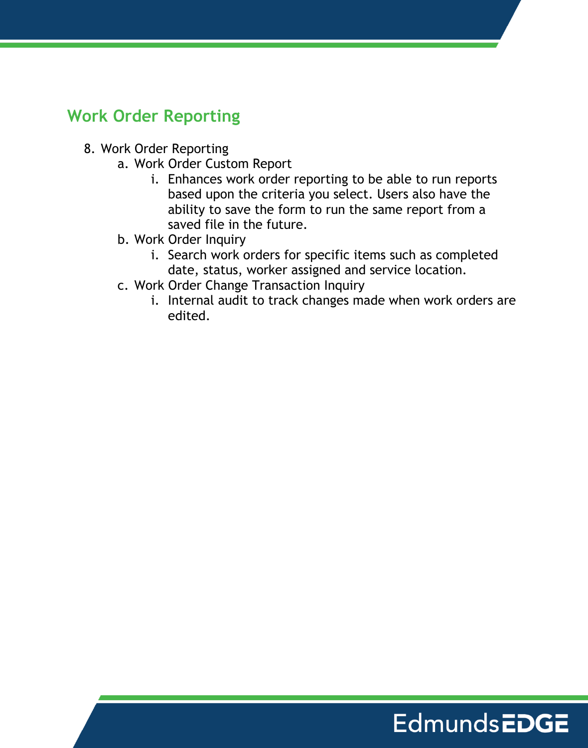## Work Order Reporting

8. Work Order Reporting
    a. Work Order Custom Report
        i. Enhances work order reporting to be able to run reports based upon the criteria you select. Users also have the ability to save the form to run the same report from a saved file in the future.
    b. Work Order Inquiry
        i. Search work orders for specific items such as completed date, status, worker assigned and service location.
    c. Work Order Change Transaction Inquiry
        i. Internal audit to track changes made when work orders are edited.